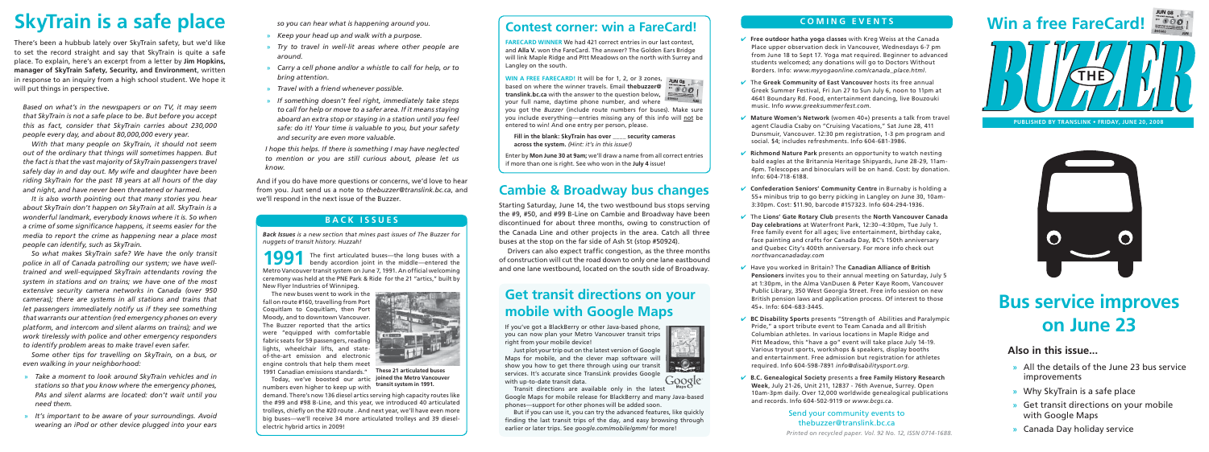# SkyTrain is a safe place

There's been a hubbub lately over SkyTrain safety, but we'd like to set the record straight and say that SkyTrain is quite a safe place. To explain, here's an excerpt from a letter by **Jim Hopkins, manager of SkyTrain Safety, Security, and Environment**, written in response to an inquiry from a high school student. We hope it will put things in perspective.

*Based on what's in the newspapers or on TV, it may seem that SkyTrain is not a safe place to be. But before you accept this as fact, consider that SkyTrain carries about 230,000 people every day, and about 80,000,000 every year.*

*With that many people on SkyTrain, it should not seem out of the ordinary that things will sometimes happen. But the fact is that the vast majority of SkyTrain passengers travel safely day in and day out. My wife and daughter have been riding SkyTrain for the past 18 years at all hours of the day and night, and have never been threatened or harmed.*

*It is also worth pointing out that many stories you hear about SkyTrain don't happen on SkyTrain at all. SkyTrain is a wonderful landmark, everybody knows where it is. So when a crime of some significance happens, it seems easier for the media to report the crime as happening near a place most people can identify, such as SkyTrain.*

*So what makes SkyTrain safe? We have the only transit police in all of Canada patrolling our system; we have well-trained and well-equipped SkyTrain attendants roving the system in stations and on trains; we have one of the most extensive security camera networks in Canada (over 950 cameras); there are systems in all stations and trains that let passengers immediately notify us if they see something that warrants our attention (red emergency phones on every platform, and intercom and silent alarms on trains); and we work tirelessly with police and other emergency responders to identify problem areas to make travel even safer.*

*Some other tips for travelling on SkyTrain, on a bus, or even walking in your neighborhood:*

- *Take a moment to look around SkyTrain vehicles and in stations so that you know where the emergency phones, PAs and silent alarms are located: don't wait until you need them.*
- *It's important to be aware of your surroundings. Avoid wearing an iPod or other device plugged into your ears so you can hear what is happening around you.*
- *Keep your head up and walk with a purpose.*
- *Try to travel in well-lit areas where other people are around.*
- *Carry a cell phone and/or a whistle to call for help, or to bring attention.*
- *Travel with a friend whenever possible.*
- *If something doesn't feel right, immediately take steps to call for help or move to a safer area. If it means staying aboard an extra stop or staying in a station until you feel safe: do it! Your time is valuable to you, but your safety and security are even more valuable.*

*I hope this helps. If there is something I may have neglected to mention or you are still curious about, please let us know.*

And if you do have more questions or concerns, we'd love to hear from you. Just send us a note to *thebuzzer@translink.bc.ca*, and we'll respond in the next issue of the Buzzer.

## BACK ISSUES

***Back Issues** is a new section that mines past issues of The Buzzer for nuggets of transit history. Huzzah!*

**1991** The first articulated buses—the long buses with a bendy accordion joint in the middle—entered the Metro Vancouver transit system on June 7, 1991. An official welcoming ceremony was held at the PNE Park & Ride for the 21 "artics," built by New Flyer Industries of Winnipeg.

The new buses went to work in the fall on route #160, travelling from Port Coquitlam to Coquitlam, then Port Moody, and to downtown Vancouver. The Buzzer reported that the artics were "equipped with comfortable fabric seats for 59 passengers, reading lights, wheelchair lifts, and state-of-the-art emission and electronic engine controls that help them meet 1991 Canadian emissions standards."

**These 21 articulated buses joined the Metro Vancouver transit system in 1991.**

Today, we've boosted our artic numbers even higher to keep up with demand. There's now 136 diesel artics serving high capacity routes like the #99 and #98 B-Line, and this year, we introduced 40 articulated trolleys, chiefly on the #20 route . And next year, we'll have even more big buses—we'll receive 34 more articulated trolleys and 39 diesel-electric hybrid artics in 2009!

## Contest corner: win a FareCard!

**FARECARD WINNER** We had 421 correct entries in our last contest, and **Alla V.** won the FareCard. The answer? The Golden Ears Bridge will link Maple Ridge and Pitt Meadows on the north with Surrey and Langley on the south.

**WIN A FREE FARECARD!** It will be for 1, 2, or 3 zones, based on where the winner travels. Email **thebuzzer@translink.bc.ca** with the answer to the question below, your full name, daytime phone number, and where you got the *Buzzer* (include route numbers for buses). Make sure you include everything—entries missing any of this info will not be entered to win! And one entry per person, please.

**Fill in the blank: SkyTrain has over _____ security cameras across the system.** *(Hint: it's in this issue!)*

Enter by **Mon June 30 at 9am;** we'll draw a name from all correct entries if more than one is right. See who won in the **July 4** issue!

## Cambie & Broadway bus changes

Starting Saturday, June 14, the two westbound bus stops serving the #9, #50, and #99 B-Line on Cambie and Broadway have been discontinued for about three months, owing to construction of the Canada Line and other projects in the area. Catch all three buses at the stop on the far side of Ash St (stop #50924).

Drivers can also expect traffic congestion, as the three months of construction will cut the road down to only one lane eastbound and one lane westbound, located on the south side of Broadway.

## Get transit directions on your mobile with Google Maps

If you've got a BlackBerry or other Java-based phone, you can now plan your Metro Vancouver transit trips right from your mobile device!

Just plot your trip out on the latest version of Google Maps for mobile, and the clever map software will show you how to get there through using our transit services. It's accurate since TransLink provides Google with up-to-date transit data.

Transit directions are available only in the latest Google Maps for mobile release for BlackBerry and many Java-based phones—support for other phones will be added soon.

But if you can use it, you can try the advanced features, like quickly finding the last transit trips of the day, and easy browsing through earlier or later trips. See *google.com/mobile/gmm/* for more!

## COMING EVENTS

- **Free outdoor hatha yoga classes** with Kreg Weiss at the Canada Place upper observation deck in Vancouver, Wednesdays 6-7 pm from June 18 to Sept 17. Yoga mat required. Beginner to advanced students welcomed; any donations will go to Doctors Without Borders. Info: *www.myyogaonline.com/canada_place.html*.
- The **Greek Community of East Vancouver** hosts its free annual Greek Summer Festival, Fri Jun 27 to Sun July 6, noon to 11pm at 4641 Boundary Rd. Food, entertainment dancing, live Bouzouki music. Info *www.greeksummerfest.com*.
- **Mature Women's Network** (women 40+) presents a talk from travel agent Claudia Csaby on "Cruising Vacations," Sat June 28, 411 Dunsmuir, Vancouver. 12:30 pm registration, 1-3 pm program and social. $4; includes refreshments. Info 604-681-3986.
- **Richmond Nature Park** presents an opportunity to watch nesting bald eagles at the Britannia Heritage Shipyards, June 28-29, 11am-4pm. Telescopes and binoculars will be on hand. Cost: by donation. Info: 604-718-6188.
- **Confederation Seniors' Community Centre** in Burnaby is holding a 55+ minibus trip to go berry picking in Langley on June 30, 10am-3:30pm. Cost: $11.90, barcode #157323. Info 604-294-1936.
- The **Lions' Gate Rotary Club** presents the **North Vancouver Canada Day celebrations** at Waterfront Park, 12:30–4:30pm, Tue July 1. Free family event for all ages; live entertainment, birthday cake, face painting and crafts for Canada Day, BC's 150th anniversary and Quebec City's 400th anniversary. For more info check out *northvancanadaday.com*
- Have you worked in Britain? The **Canadian Alliance of British Pensioners** invites you to their annual meeting on Saturday, July 5 at 1:30pm, in the Alma VanDusen & Peter Kaye Room, Vancouver Public Library, 350 West Georgia Street. Free info session on new British pension laws and application process. Of interest to those 45+. Info: 604-683-3445.
- **BC Disability Sports** presents "Strength of Abilities and Paralympic Pride," a sport tribute event to Team Canada and all British Columbian athletes. In various locations in Maple Ridge and Pitt Meadow, this "have a go" event will take place July 14-19. Various tryout sports, workshops & speakers, display booths and entertainment. Free admission but registration for athletes required. Info 604-598-7891 *info@disabilitysport.org*.
- **B.C. Genealogical Society** presents a **free Family History Research Week**, July 21-26, Unit 211, 12837 - 76th Avenue, Surrey. Open 10am-3pm daily. Over 12,000 worldwide genealogical publications and records. Info 604-502-9119 or *www.bcgs.ca*.

Send your community events to thebuzzer@translink.bc.ca

*Printed on recycled paper. Vol. 92 No. 12, ISSN 0714-1688.*

# Win a free FareCard!

# THE BUZZER

**PUBLISHED BY TRANSLINK • FRIDAY, JUNE 20, 2008**

# Bus service improves on June 23

## Also in this issue...

- All the details of the June 23 bus service improvements
- Why SkyTrain is a safe place
- Get transit directions on your mobile with Google Maps
- Canada Day holiday service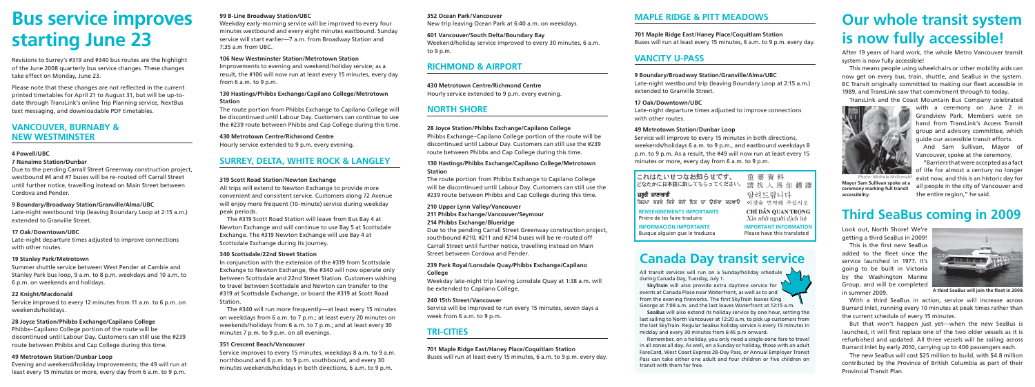# Bus service improves starting June 23

Revisions to Surrey's #319 and #340 bus routes are the highlight of the June 2008 quarterly bus service changes. These changes take effect on Monday, June 23.

Please note that these changes are not reflected in the current printed timetables for April 21 to August 31, but will be up-to-date through TransLink's online Trip Planning service, NextBus text messaging, and downloadable PDF timetables.

## VANCOUVER, BURNABY & NEW WESTMINSTER

**4 Powell/UBC**

**7 Nanaimo Station/Dunbar**

Due to the pending Carrall Street Greenway construction project, westbound #4 and #7 buses will be re-routed off Carrall Street until further notice, travelling instead on Main Street between Cordova and Pender.

**9 Boundary/Broadway Station/Granville/Alma/UBC**

Late-night westbound trip (leaving Boundary Loop at 2:15 a.m.) extended to Granville Street.

**17 Oak/Downtown/UBC**

Late-night departure times adjusted to improve connections with other routes.

**19 Stanley Park/Metrotown**

Summer shuttle service between West Pender at Cambie and Stanley Park bus loop, 9 a.m. to 8 p.m. weekdays and 10 a.m. to 6 p.m. on weekends and holidays.

**22 Knight/Macdonald**

Service improved to every 12 minutes from 11 a.m. to 6 p.m. on weekends/holidays.

**28 Joyce Station/Phibbs Exchange/Capilano College**

Phibbs–Capilano College portion of the route will be discontinued until Labour Day. Customers can still use the #239 route between Phibbs and Cap College during this time.

**49 Metrotown Station/Dunbar Loop**

Evening and weekend/holiday improvements; the 49 will run at least every 15 minutes or more, every day from 6 a.m. to 9 p.m.

**99 B-Line Broadway Station/UBC**

Weekday early-morning service will be improved to every four minutes westbound and every eight minutes eastbound. Sunday service will start earlier—7 a.m. from Broadway Station and 7:35 a.m from UBC.

**106 New Westminster Station/Metrotown Station**

Improvements to evening and weekend/holiday service; as a result, the #106 will now run at least every 15 minutes, every day from 6 a.m. to 9 p.m.

**130 Hastings/Phibbs Exchange/Capilano College/Metrotown Station**

The route portion from Phibbs Exchange to Capilano College will be discontinued until Labour Day. Customers can continue to use the #239 route between Phibbs and Cap College during this time.

**430 Metrotown Centre/Richmond Centre**

Hourly service extended to 9 p.m. every evening.

## SURREY, DELTA, WHITE ROCK & LANGLEY

**319 Scott Road Station/Newton Exchange**

All trips will extend to Newton Exchange to provide more convenient and consistent service. Customers along 72 Avenue will enjoy more frequent (10-minute) service during weekday peak periods.

The #319 Scott Road Station will leave from Bus Bay 4 at Newton Exchange and will continue to use Bay 5 at Scottsdale Exchange. The #319 Newton Exchange will use Bay 4 at Scottsdale Exchange during its journey.

**340 Scottsdale/22nd Street Station**

In conjunction with the extension of the #319 from Scottsdale Exchange to Newton Exchange, the #340 will now operate only between Scottsdale and 22nd Street Station. Customers wishing to travel between Scottsdale and Newton can transfer to the #319 at Scottsdale Exchange, or board the #319 at Scott Road Station.

The #340 will run more frequently—at least every 15 minutes on weekdays from 6 a.m. to 7 p.m.; at least every 20 minutes on weekends/holidays from 6 a.m. to 7 p.m.; and at least every 30 minutes 7 p.m. to 9 p.m. on all evenings.

**351 Crescent Beach/Vancouver**

Service improves to every 15 minutes, weekdays 8 a.m. to 9 a.m. northbound and 6 p.m. to 9 p.m. southbound, and every 30 minutes weekends/holidays in both directions, 6 a.m. to 9 p.m.

**352 Ocean Park/Vancouver**

New trip leaving Ocean Park at 6:40 a.m. on weekdays.

**601 Vancouver/South Delta/Boundary Bay**

Weekend/holiday service improved to every 30 minutes, 6 a.m. to 9 p.m.

## RICHMOND & AIRPORT

**430 Metrotown Centre/Richmond Centre**

Hourly service extended to 9 p.m. every evening.

## NORTH SHORE

**28 Joyce Station/Phibbs Exchange/Capilano College**

Phibbs Exchange–Capilano College portion of the route will be discontinued until Labour Day. Customers can still use the #239 route between Phibbs and Cap College during this time.

**130 Hastings/Phibbs Exchange/Capilano College/Metrotown Station**

The route portion from Phibbs Exchange to Capilano College will be discontinued until Labour Day. Customers can still use the #239 route between Phibbs and Cap College during this time.

**210 Upper Lynn Valley/Vancouver**

**211 Phibbs Exchange/Vancouver/Seymour**

**214 Phibbs Exchange/Blueridge**

Due to the pending Carrall Street Greenway construction project, southbound #210, #211 and #214 buses will be re-routed off Carrall Street until further notice, travelling instead on Main Street between Cordova and Pender.

**239 Park Royal/Lonsdale Quay/Phibbs Exchange/Capilano College**

Weekday late-night trip leaving Lonsdale Quay at 1:38 a.m. will be extended to Capilano College.

**240 15th Street/Vancouver**

Service will be improved to run every 15 minutes, seven days a week from 6 a.m. to 9 p.m.

## TRI-CITIES

**701 Maple Ridge East/Haney Place/Coquitlam Station**

Buses will run at least every 15 minutes, 6 a.m. to 9 p.m. every day.

## MAPLE RIDGE & PITT MEADOWS

**701 Maple Ridge East/Haney Place/Coquitlam Station**

Buses will run at least every 15 minutes, 6 a.m. to 9 p.m. every day.

## VANCITY U-PASS

**9 Boundary/Broadway Station/Granville/Alma/UBC**

Late-night westbound trip (leaving Boundary Loop at 2:15 a.m.) extended to Granville Street.

**17 Oak/Downtown/UBC**

Late-night departure times adjusted to improve connections with other routes.

**49 Metrotown Station/Dunbar Loop**

Service will improve to every 15 minutes in both directions, weekends/holidays 6 a.m. to 9 p.m., and eastbound weekdays 8 p.m. to 9 p.m. As a result, the #49 will now run at least every 15 minutes or more, every day from 6 a.m. to 9 p.m.

これはたいせつなお知らせです。
どなたかに日本語に訳してもらってください。

重要資料
請找人爲你翻譯

ਜ਼ਰੂਰੀ ਜਾਣਕਾਰੀ
ਕਿਰਪਾ ਕਰਕੇ ਕਿਸੇ ਕੋਲੋਂ ਇਸ ਦਾ ਉਲੱਥਾ ਕਰਵਾਓ

알려드립니다
이것을 번역해 주십시오

**RENSEIGNEMENTS IMPORTANTS**
Prière de les faire traduire

**CHỈ DẪN QUAN TRỌNG**
*Xin nhờ người dịch hộ*

**INFORMACIÓN IMPORTANTE**
Busque alguien que le traduzca

**IMPORTANT INFORMATION**
Please have this translated

# Canada Day transit service

All transit services will run on a Sunday/holiday schedule during Canada Day, Tuesday, July 1.

**SkyTrain** will also provide extra daytime service for events at Canada Place near Waterfront, as well as to and from the evening fireworks. The first SkyTrain leaves King George at 7:08 a.m. and the last leaves Waterfront at 12:15 a.m.

**SeaBus** will also extend its holiday service by one hour, setting the last sailing to North Vancouver at 12:20 a.m. to pick up customers from the last SkyTrain. Regular SeaBus holiday service is every 15 minutes in midday and every 30 minutes from 6:45 p.m onward.

Remember, on a holiday, you only need a single-zone fare to travel in all zones all day. As well, on a Sunday or holiday, those with an adult FareCard, West Coast Express 28-Day Pass, or Annual Employer Transit Pass can take either one adult and four children or five children on transit with them for free.

# Our whole transit system is now fully accessible!

After 19 years of hard work, the whole Metro Vancouver transit system is now fully accessible!

This means people using wheelchairs or other mobility aids can now get on every bus, train, shuttle, and SeaBus in the system. BC Transit originally committed to making our fleet accessible in 1989, and TransLink saw that commitment through to today.

TransLink and the Coast Mountain Bus Company celebrated with a ceremony on June 2 in Grandview Park. Members were on hand from TransLink's Access Transit group and advisory committee, which guide our accessible transit efforts.

Photo: Michele McDonald

**Mayor Sam Sullivan spoke at a ceremony marking full transit accessibility.**

And Sam Sullivan, Mayor of Vancouver, spoke at the ceremony.

"Barriers that were accepted as a fact of life for almost a century no longer exist now, and this is an historic day for all people in the city of Vancouver and the entire region," he said.

# Third SeaBus coming in 2009

Look out, North Shore! We're getting a third SeaBus in 2009!

This is the first new SeaBus added to the fleet since the service launched in 1977. It's going to be built in Victoria by the Washington Marine Group, and will be completed in summer 2009.

**A third SeaBus will join the fleet in 2009.**

With a third SeaBus in action, service will increase across Burrard Inlet, running every 10 minutes at peak times rather than the current schedule of every 15 minutes.

But that won't happen just yet—when the new SeaBus is launched, it will first replace one of the two older vessels as it is refurbished and updated. All three vessels will be sailing across Burrard Inlet by early 2010, carrying up to 400 passengers each.

The new SeaBus will cost $25 million to build, with $4.8 million contributed by the Province of British Columbia as part of their Provincial Transit Plan.